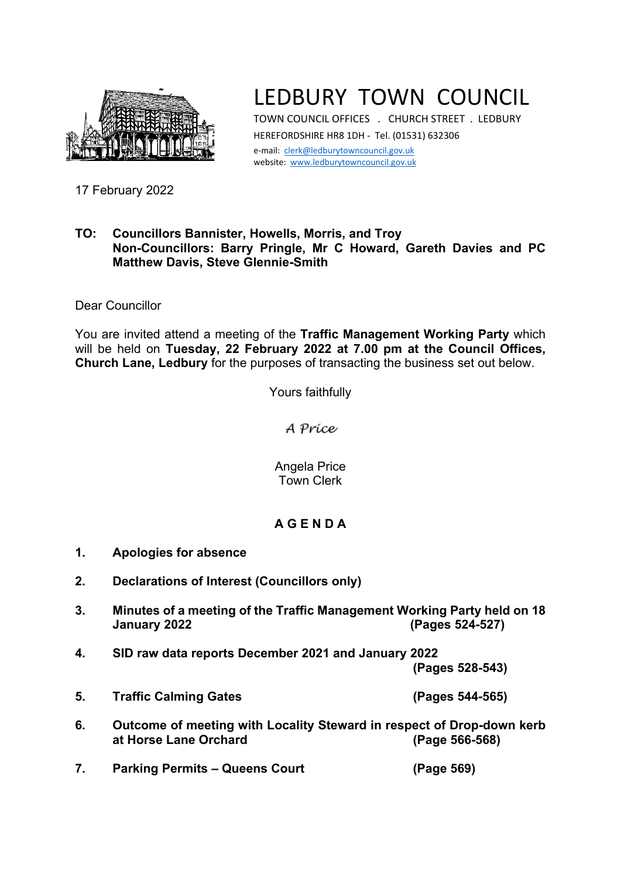# LEDBURY TOWN COUNCIL

TOWN COUNCIL OFFICES . CHURCH STREET . LEDBURY
HEREFORDSHIRE HR8 1DH - Tel. (01531) 632306
e-mail: clerk@ledburytowncouncil.gov.uk
website: www.ledburytowncouncil.gov.uk

17 February 2022

**TO: Councillors Bannister, Howells, Morris, and Troy**
**Non-Councillors: Barry Pringle, Mr C Howard, Gareth Davies and PC Matthew Davis, Steve Glennie-Smith**

Dear Councillor

You are invited attend a meeting of the **Traffic Management Working Party** which will be held on **Tuesday, 22 February 2022 at 7.00 pm at the Council Offices, Church Lane, Ledbury** for the purposes of transacting the business set out below.

Yours faithfully

*A Price*

Angela Price
Town Clerk

## A G E N D A

1. **Apologies for absence**

2. **Declarations of Interest (Councillors only)**

3. **Minutes of a meeting of the Traffic Management Working Party held on 18 January 2022 (Pages 524-527)**

4. **SID raw data reports December 2021 and January 2022 (Pages 528-543)**

5. **Traffic Calming Gates (Pages 544-565)**

6. **Outcome of meeting with Locality Steward in respect of Drop-down kerb at Horse Lane Orchard (Page 566-568)**

7. **Parking Permits – Queens Court (Page 569)**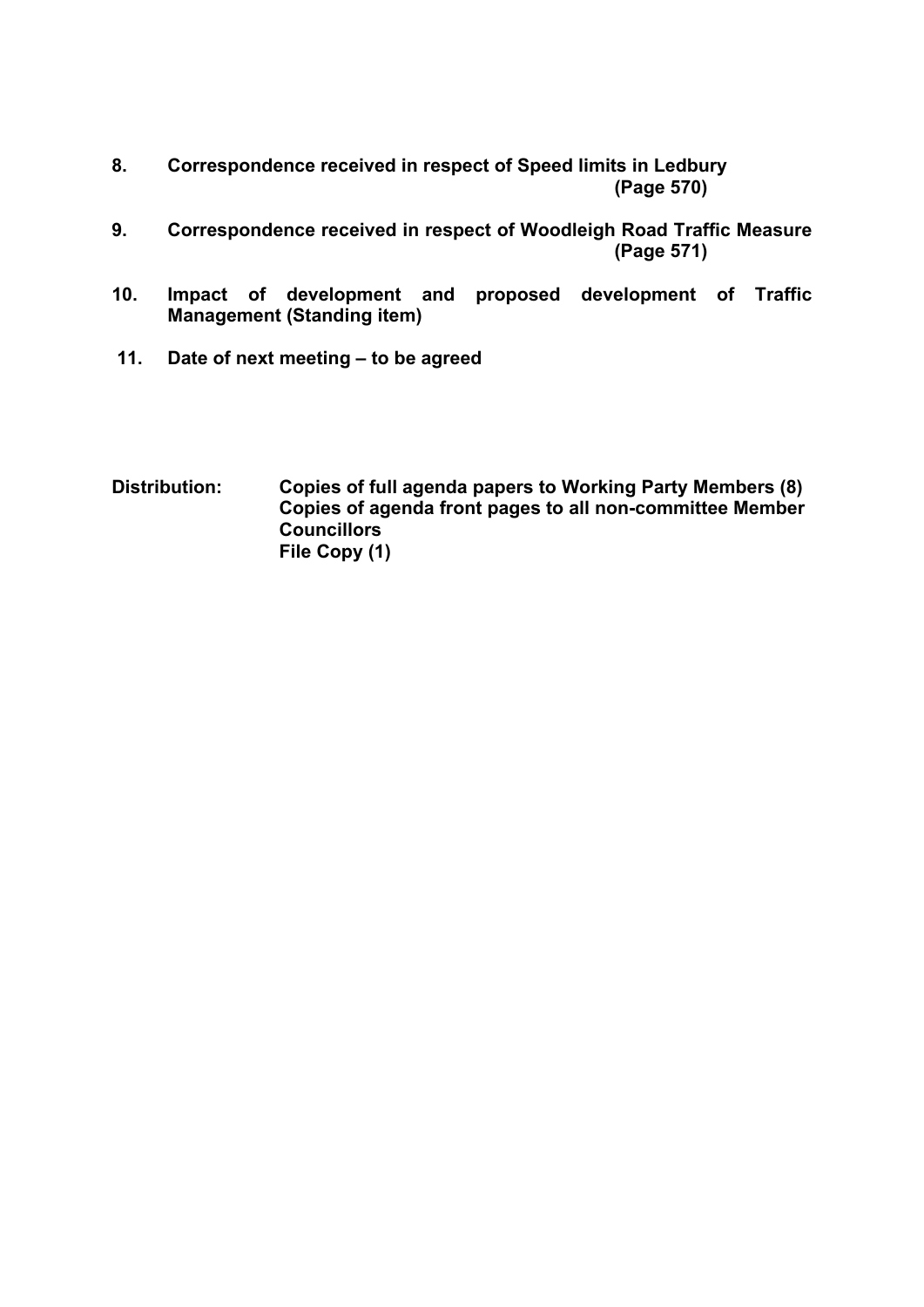**8. Correspondence received in respect of Speed limits in Ledbury (Page 570)**

**9. Correspondence received in respect of Woodleigh Road Traffic Measure (Page 571)**

**10. Impact of development and proposed development of Traffic Management (Standing item)**

**11. Date of next meeting – to be agreed**

**Distribution:** **Copies of full agenda papers to Working Party Members (8)**
**Copies of agenda front pages to all non-committee Member Councillors**
**File Copy (1)**